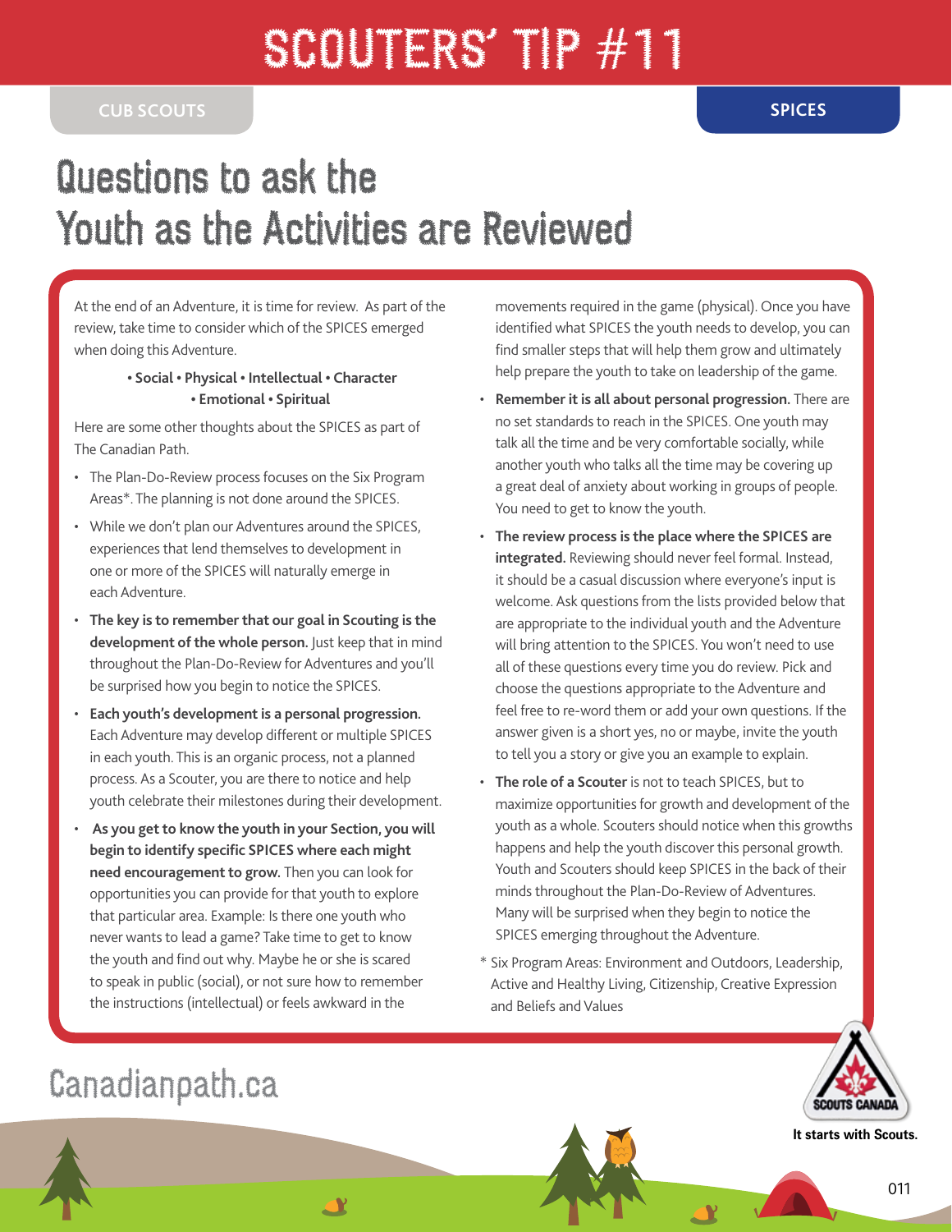# SCOUTERS' TIP #11

CUB SCOUTS

SPICES

## Questions to ask the Youth as the Activities are Reviewed

At the end of an Adventure, it is time for review. As part of the review, take time to consider which of the SPICES emerged when doing this Adventure.

**• Social • Physical • Intellectual • Character • Emotional • Spiritual**

Here are some other thoughts about the SPICES as part of The Canadian Path.

- The Plan-Do-Review process focuses on the Six Program Areas*. The planning is not done around the SPICES.
- While we don't plan our Adventures around the SPICES, experiences that lend themselves to development in one or more of the SPICES will naturally emerge in each Adventure.
- **The key is to remember that our goal in Scouting is the development of the whole person.** Just keep that in mind throughout the Plan-Do-Review for Adventures and you'll be surprised how you begin to notice the SPICES.
- **Each youth's development is a personal progression.** Each Adventure may develop different or multiple SPICES in each youth. This is an organic process, not a planned process. As a Scouter, you are there to notice and help youth celebrate their milestones during their development.
- **As you get to know the youth in your Section, you will begin to identify specific SPICES where each might need encouragement to grow.** Then you can look for opportunities you can provide for that youth to explore that particular area. Example: Is there one youth who never wants to lead a game? Take time to get to know the youth and find out why. Maybe he or she is scared to speak in public (social), or not sure how to remember the instructions (intellectual) or feels awkward in the movements required in the game (physical). Once you have identified what SPICES the youth needs to develop, you can find smaller steps that will help them grow and ultimately help prepare the youth to take on leadership of the game.
- **Remember it is all about personal progression.** There are no set standards to reach in the SPICES. One youth may talk all the time and be very comfortable socially, while another youth who talks all the time may be covering up a great deal of anxiety about working in groups of people. You need to get to know the youth.
- **The review process is the place where the SPICES are integrated.** Reviewing should never feel formal. Instead, it should be a casual discussion where everyone's input is welcome. Ask questions from the lists provided below that are appropriate to the individual youth and the Adventure will bring attention to the SPICES. You won't need to use all of these questions every time you do review. Pick and choose the questions appropriate to the Adventure and feel free to re-word them or add your own questions. If the answer given is a short yes, no or maybe, invite the youth to tell you a story or give you an example to explain.
- **The role of a Scouter** is not to teach SPICES, but to maximize opportunities for growth and development of the youth as a whole. Scouters should notice when this growths happens and help the youth discover this personal growth. Youth and Scouters should keep SPICES in the back of their minds throughout the Plan-Do-Review of Adventures. Many will be surprised when they begin to notice the SPICES emerging throughout the Adventure.

\* Six Program Areas: Environment and Outdoors, Leadership, Active and Healthy Living, Citizenship, Creative Expression and Beliefs and Values

Canadianpath.ca

It starts with Scouts.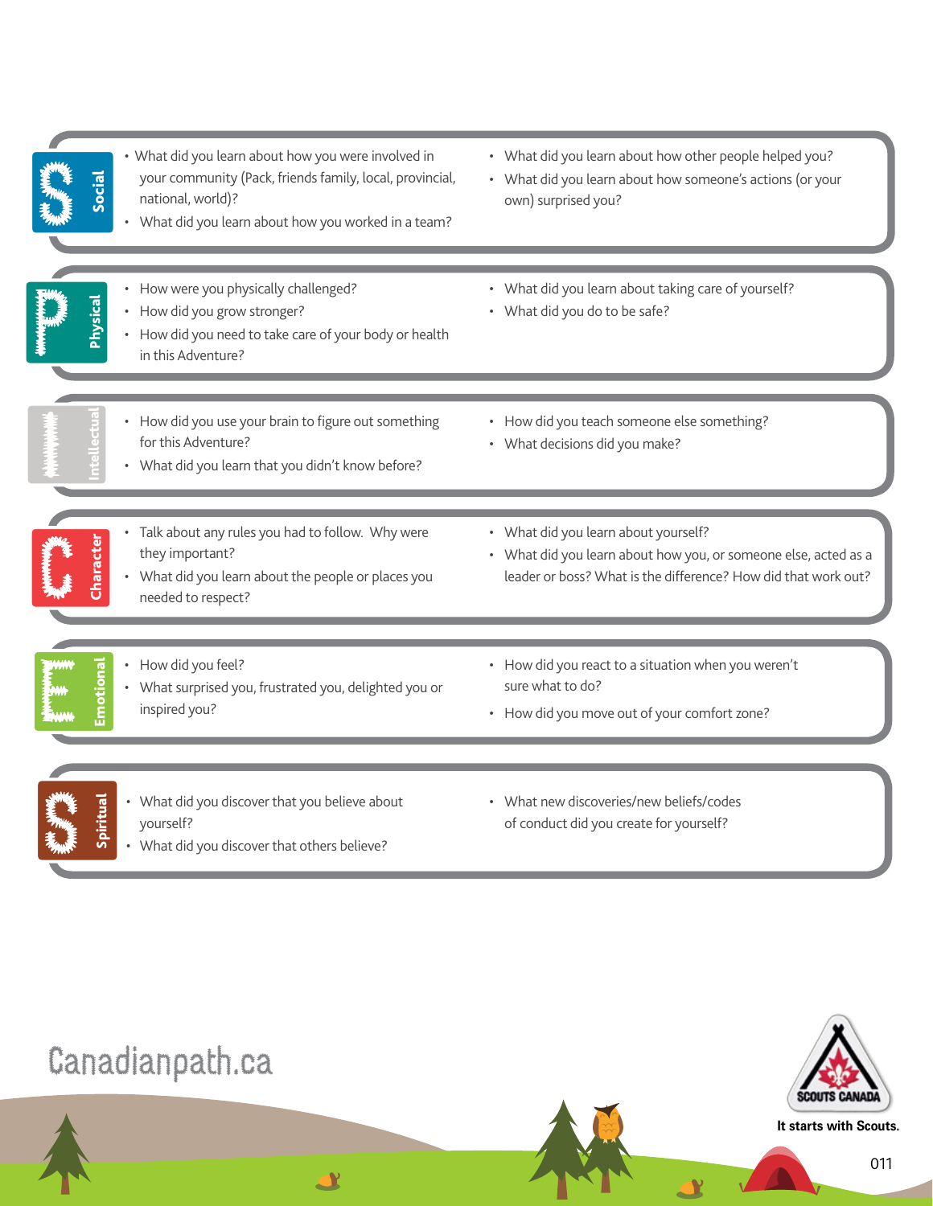## Social

- What did you learn about how you were involved in your community (Pack, friends family, local, provincial, national, world)?
- What did you learn about how you worked in a team?
- What did you learn about how other people helped you?
- What did you learn about how someone's actions (or your own) surprised you?

## Physical

- How were you physically challenged?
- How did you grow stronger?
- How did you need to take care of your body or health in this Adventure?
- What did you learn about taking care of yourself?
- What did you do to be safe?

## Intellectual

- How did you use your brain to figure out something for this Adventure?
- What did you learn that you didn't know before?
- How did you teach someone else something?
- What decisions did you make?

## Character

- Talk about any rules you had to follow. Why were they important?
- What did you learn about the people or places you needed to respect?
- What did you learn about yourself?
- What did you learn about how you, or someone else, acted as a leader or boss? What is the difference? How did that work out?

## Emotional

- How did you feel?
- What surprised you, frustrated you, delighted you or inspired you?
- How did you react to a situation when you weren't sure what to do?
- How did you move out of your comfort zone?

## Spiritual

- What did you discover that you believe about yourself?
- What did you discover that others believe?
- What new discoveries/new beliefs/codes of conduct did you create for yourself?

Canadianpath.ca

SCOUTS CANADA

It starts with Scouts.